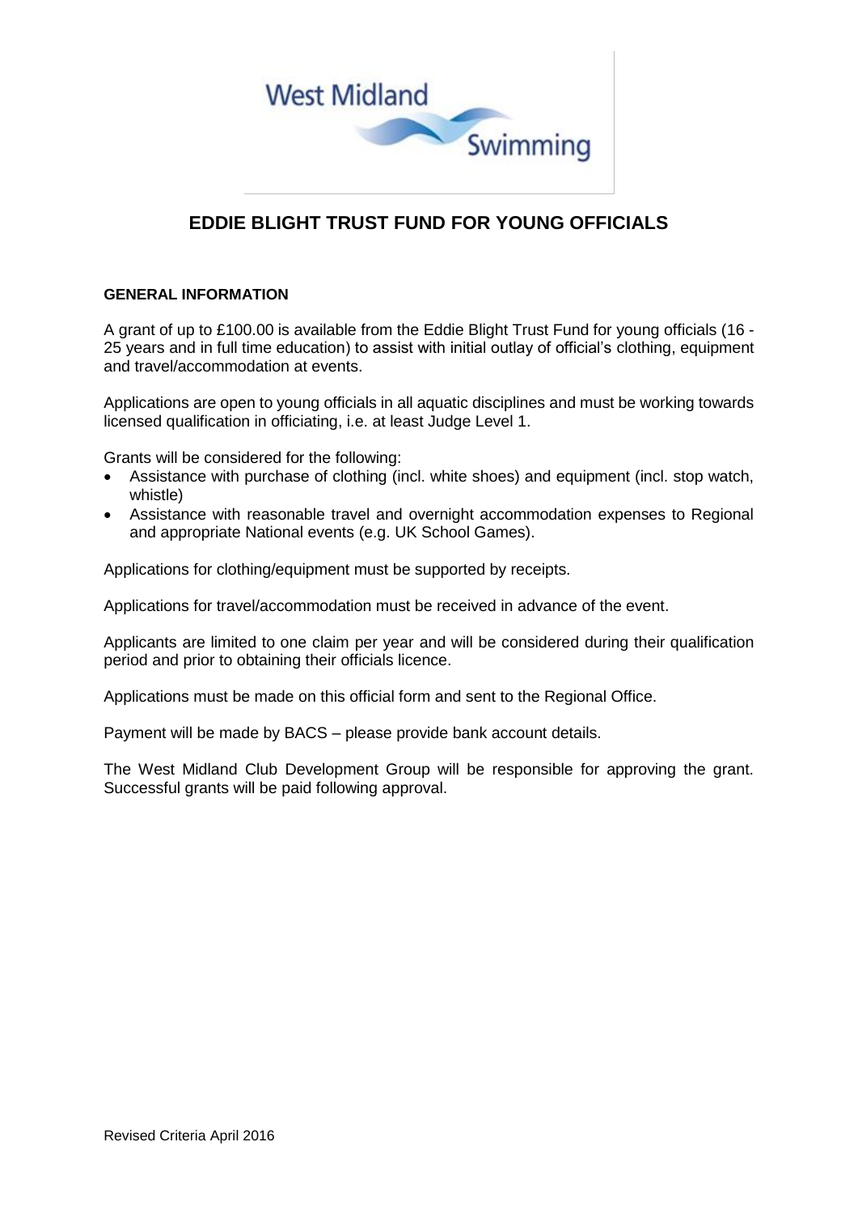West Midland Swimming

# EDDIE BLIGHT TRUST FUND FOR YOUNG OFFICIALS

**GENERAL INFORMATION**

A grant of up to £100.00 is available from the Eddie Blight Trust Fund for young officials (16 - 25 years and in full time education) to assist with initial outlay of official's clothing, equipment and travel/accommodation at events.

Applications are open to young officials in all aquatic disciplines and must be working towards licensed qualification in officiating, i.e. at least Judge Level 1.

Grants will be considered for the following:

- Assistance with purchase of clothing (incl. white shoes) and equipment (incl. stop watch, whistle)
- Assistance with reasonable travel and overnight accommodation expenses to Regional and appropriate National events (e.g. UK School Games).

Applications for clothing/equipment must be supported by receipts.

Applications for travel/accommodation must be received in advance of the event.

Applicants are limited to one claim per year and will be considered during their qualification period and prior to obtaining their officials licence.

Applications must be made on this official form and sent to the Regional Office.

Payment will be made by BACS – please provide bank account details.

The West Midland Club Development Group will be responsible for approving the grant. Successful grants will be paid following approval.

Revised Criteria April 2016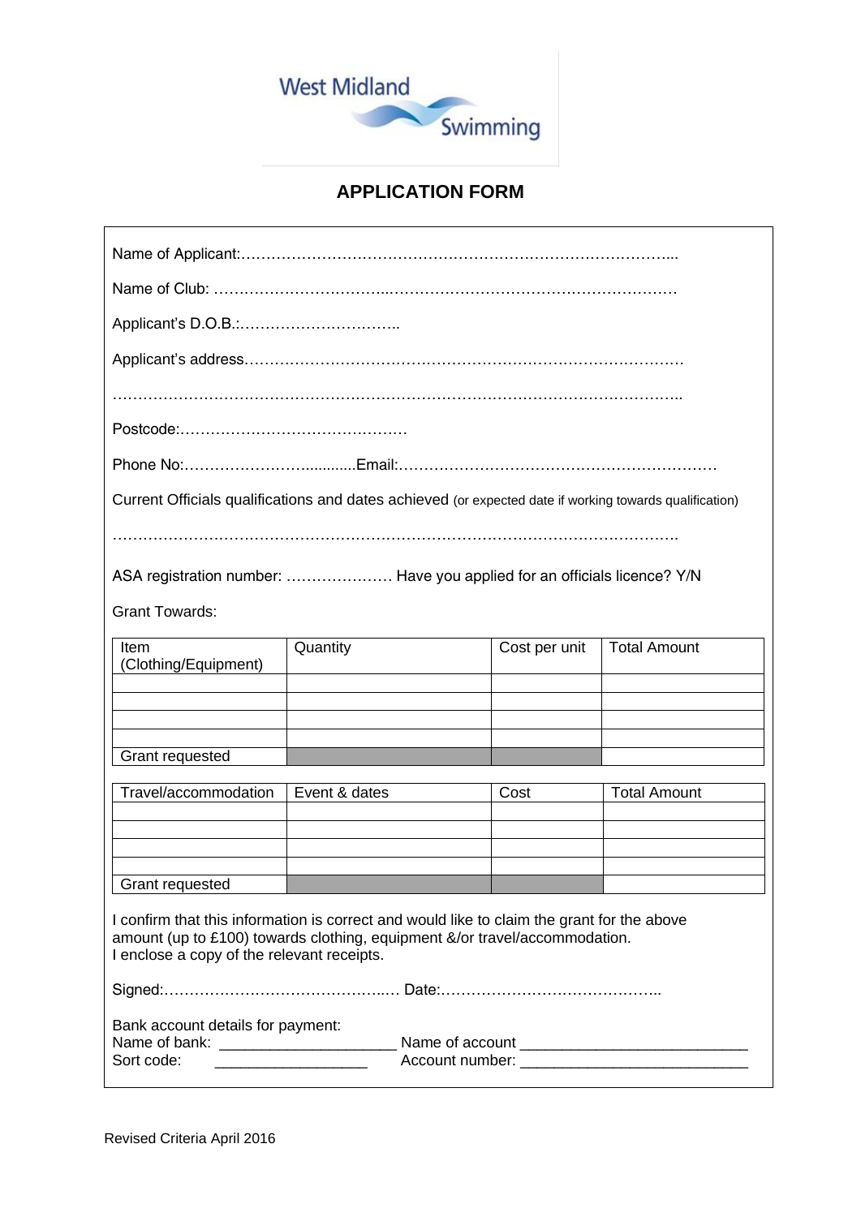West Midland Swimming

# APPLICATION FORM

Name of Applicant:……………………………………………………………………………...

Name of Club: ……………………………...…………………………………………………

Applicant's D.O.B.:…………………………..

Applicant's address……………………………………………………………………………

…………………………………………………………………………………………………..

Postcode:………………………………………

Phone No:…………………...........Email:………………………………………………………

Current Officials qualifications and dates achieved (or expected date if working towards qualification)

…………………………………………………………………………………………………..

ASA registration number: ………………… Have you applied for an officials licence? Y/N

Grant Towards:

| Item (Clothing/Equipment) | Quantity | Cost per unit | Total Amount |
|---|---|---|---|
| | | | |
| | | | |
| | | | |
| | | | |
| Grant requested | | | |

| Travel/accommodation | Event & dates | Cost | Total Amount |
|---|---|---|---|
| | | | |
| | | | |
| | | | |
| | | | |
| Grant requested | | | |

I confirm that this information is correct and would like to claim the grant for the above amount (up to £100) towards clothing, equipment &/or travel/accommodation.
I enclose a copy of the relevant receipts.

Signed:……………………………………..… Date:……………………………………..

Bank account details for payment:
Name of bank: ____________________ Name of account _________________________
Sort code: _________________ Account number: _________________________

Revised Criteria April 2016